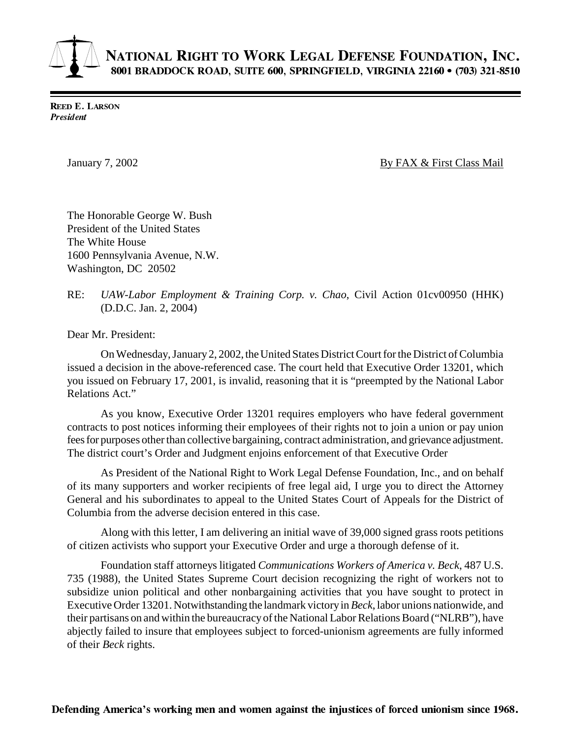# NATIONAL RIGHT TO WORK LEGAL DEFENSE FOUNDATION, INC.

**8001 BRADDOCK ROAD, SUITE 600, SPRINGFIELD, VIRGINIA 22160 • (703) 321-8510**

**REED E. LARSON**
***President***

January 7, 2002

By FAX & First Class Mail

The Honorable George W. Bush
President of the United States
The White House
1600 Pennsylvania Avenue, N.W.
Washington, DC 20502

RE: *UAW-Labor Employment & Training Corp. v. Chao*, Civil Action 01cv00950 (HHK) (D.D.C. Jan. 2, 2004)

Dear Mr. President:

On Wednesday, January 2, 2002, the United States District Court for the District of Columbia issued a decision in the above-referenced case. The court held that Executive Order 13201, which you issued on February 17, 2001, is invalid, reasoning that it is "preempted by the National Labor Relations Act."

As you know, Executive Order 13201 requires employers who have federal government contracts to post notices informing their employees of their rights not to join a union or pay union fees for purposes other than collective bargaining, contract administration, and grievance adjustment. The district court's Order and Judgment enjoins enforcement of that Executive Order

As President of the National Right to Work Legal Defense Foundation, Inc., and on behalf of its many supporters and worker recipients of free legal aid, I urge you to direct the Attorney General and his subordinates to appeal to the United States Court of Appeals for the District of Columbia from the adverse decision entered in this case.

Along with this letter, I am delivering an initial wave of 39,000 signed grass roots petitions of citizen activists who support your Executive Order and urge a thorough defense of it.

Foundation staff attorneys litigated *Communications Workers of America v. Beck*, 487 U.S. 735 (1988), the United States Supreme Court decision recognizing the right of workers not to subsidize union political and other nonbargaining activities that you have sought to protect in Executive Order 13201. Notwithstanding the landmark victory in *Beck*, labor unions nationwide, and their partisans on and within the bureaucracy of the National Labor Relations Board ("NLRB"), have abjectly failed to insure that employees subject to forced-unionism agreements are fully informed of their *Beck* rights.

**Defending America's working men and women against the injustices of forced unionism since 1968.**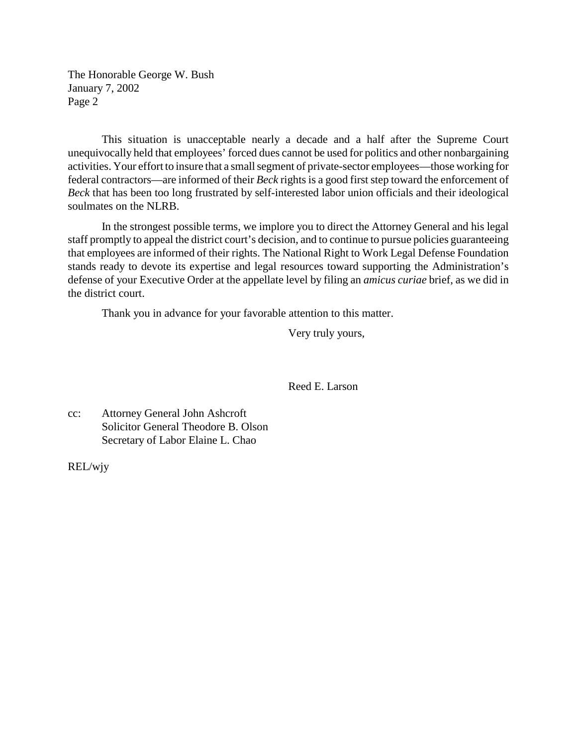This situation is unacceptable nearly a decade and a half after the Supreme Court unequivocally held that employees' forced dues cannot be used for politics and other nonbargaining activities. Your effort to insure that a small segment of private-sector employees—those working for federal contractors—are informed of their *Beck* rights is a good first step toward the enforcement of *Beck* that has been too long frustrated by self-interested labor union officials and their ideological soulmates on the NLRB.

In the strongest possible terms, we implore you to direct the Attorney General and his legal staff promptly to appeal the district court's decision, and to continue to pursue policies guaranteeing that employees are informed of their rights. The National Right to Work Legal Defense Foundation stands ready to devote its expertise and legal resources toward supporting the Administration's defense of your Executive Order at the appellate level by filing an *amicus curiae* brief, as we did in the district court.

Thank you in advance for your favorable attention to this matter.

Very truly yours,

Reed E. Larson

cc: Attorney General John Ashcroft
Solicitor General Theodore B. Olson
Secretary of Labor Elaine L. Chao

REL/wjy